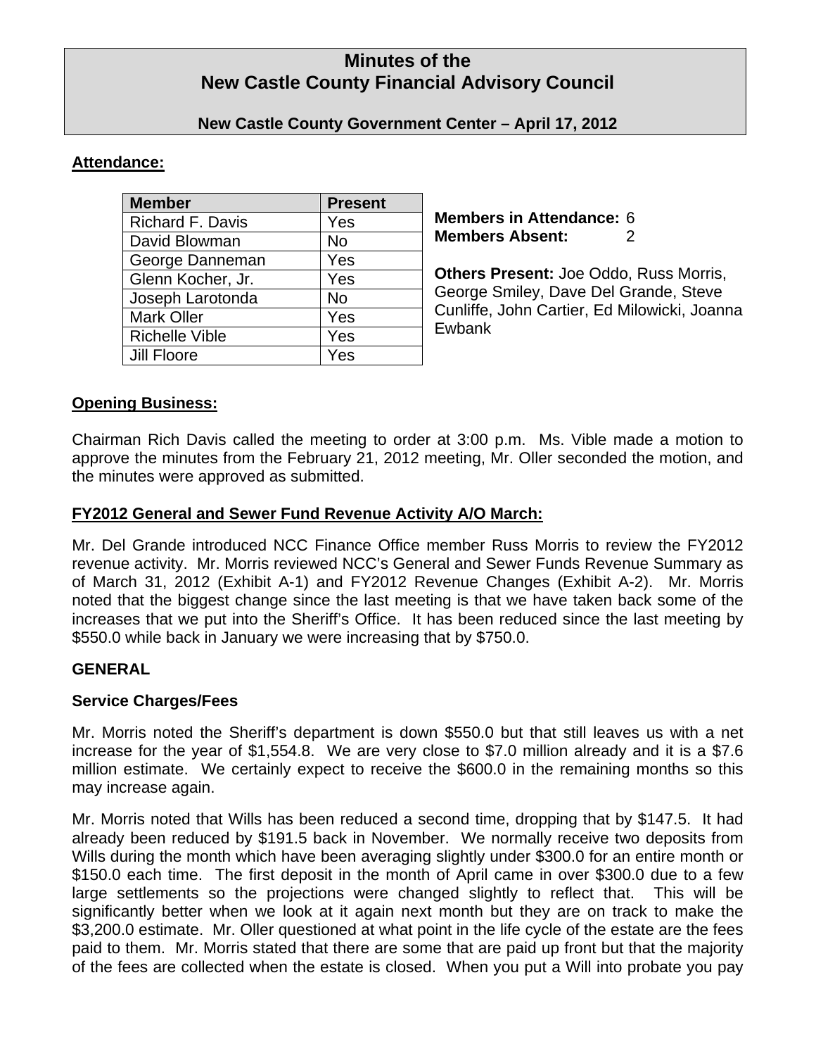# Minutes of the New Castle County Financial Advisory Council

**New Castle County Government Center – April 17, 2012**

## Attendance:

| Member | Present |
|---|---|
| Richard F. Davis | Yes |
| David Blowman | No |
| George Danneman | Yes |
| Glenn Kocher, Jr. | Yes |
| Joseph Larotonda | No |
| Mark Oller | Yes |
| Richelle Vible | Yes |
| Jill Floore | Yes |

**Members in Attendance:** 6
**Members Absent:** 2

**Others Present:** Joe Oddo, Russ Morris, George Smiley, Dave Del Grande, Steve Cunliffe, John Cartier, Ed Milowicki, Joanna Ewbank

## Opening Business:

Chairman Rich Davis called the meeting to order at 3:00 p.m. Ms. Vible made a motion to approve the minutes from the February 21, 2012 meeting, Mr. Oller seconded the motion, and the minutes were approved as submitted.

## FY2012 General and Sewer Fund Revenue Activity A/O March:

Mr. Del Grande introduced NCC Finance Office member Russ Morris to review the FY2012 revenue activity. Mr. Morris reviewed NCC's General and Sewer Funds Revenue Summary as of March 31, 2012 (Exhibit A-1) and FY2012 Revenue Changes (Exhibit A-2). Mr. Morris noted that the biggest change since the last meeting is that we have taken back some of the increases that we put into the Sheriff's Office. It has been reduced since the last meeting by $550.0 while back in January we were increasing that by $750.0.

### GENERAL

### Service Charges/Fees

Mr. Morris noted the Sheriff's department is down $550.0 but that still leaves us with a net increase for the year of $1,554.8. We are very close to $7.0 million already and it is a $7.6 million estimate. We certainly expect to receive the $600.0 in the remaining months so this may increase again.

Mr. Morris noted that Wills has been reduced a second time, dropping that by $147.5. It had already been reduced by $191.5 back in November. We normally receive two deposits from Wills during the month which have been averaging slightly under $300.0 for an entire month or $150.0 each time. The first deposit in the month of April came in over $300.0 due to a few large settlements so the projections were changed slightly to reflect that. This will be significantly better when we look at it again next month but they are on track to make the $3,200.0 estimate. Mr. Oller questioned at what point in the life cycle of the estate are the fees paid to them. Mr. Morris stated that there are some that are paid up front but that the majority of the fees are collected when the estate is closed. When you put a Will into probate you pay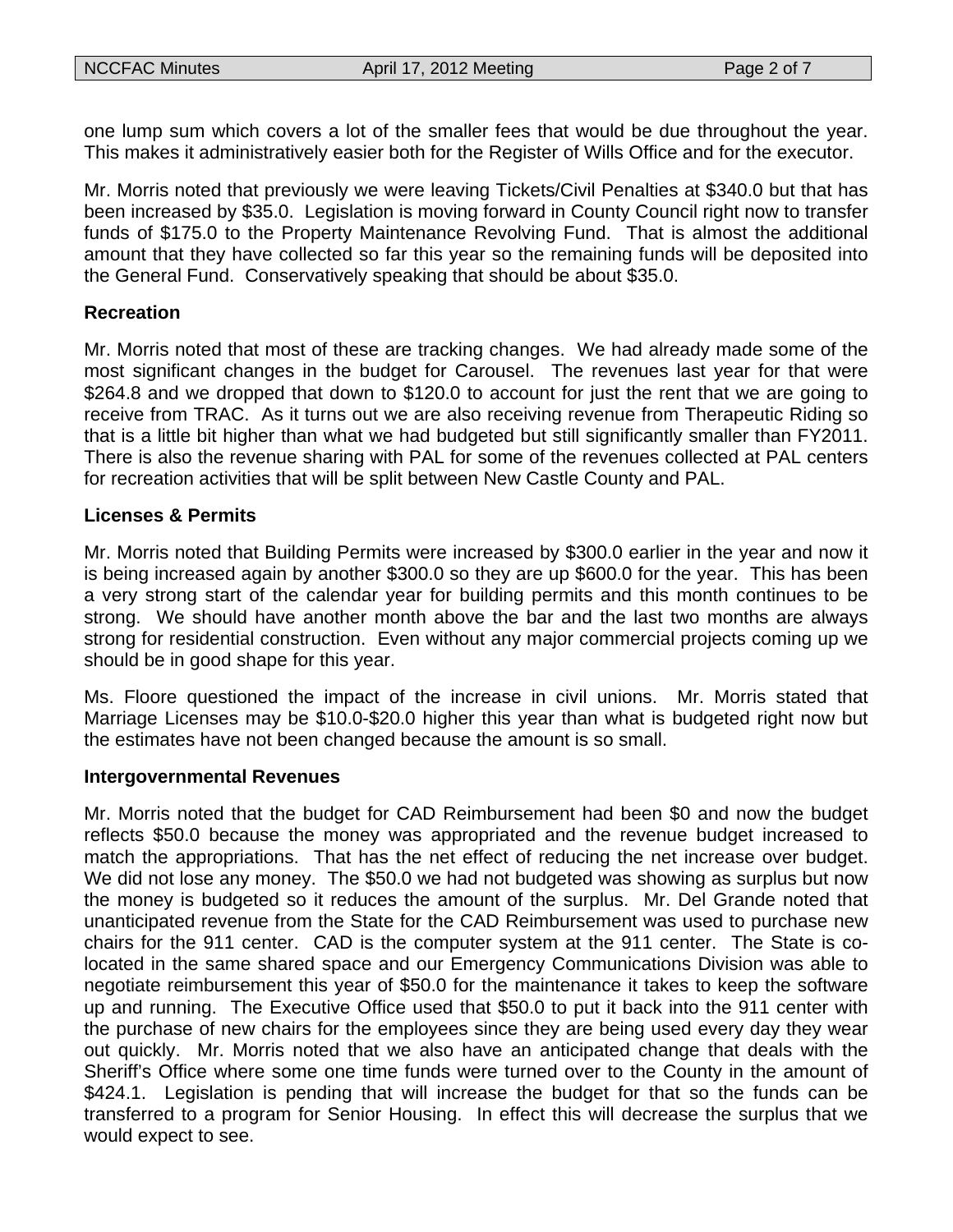one lump sum which covers a lot of the smaller fees that would be due throughout the year. This makes it administratively easier both for the Register of Wills Office and for the executor.

Mr. Morris noted that previously we were leaving Tickets/Civil Penalties at $340.0 but that has been increased by $35.0. Legislation is moving forward in County Council right now to transfer funds of $175.0 to the Property Maintenance Revolving Fund. That is almost the additional amount that they have collected so far this year so the remaining funds will be deposited into the General Fund. Conservatively speaking that should be about $35.0.

**Recreation**

Mr. Morris noted that most of these are tracking changes. We had already made some of the most significant changes in the budget for Carousel. The revenues last year for that were $264.8 and we dropped that down to $120.0 to account for just the rent that we are going to receive from TRAC. As it turns out we are also receiving revenue from Therapeutic Riding so that is a little bit higher than what we had budgeted but still significantly smaller than FY2011. There is also the revenue sharing with PAL for some of the revenues collected at PAL centers for recreation activities that will be split between New Castle County and PAL.

**Licenses & Permits**

Mr. Morris noted that Building Permits were increased by $300.0 earlier in the year and now it is being increased again by another $300.0 so they are up $600.0 for the year. This has been a very strong start of the calendar year for building permits and this month continues to be strong. We should have another month above the bar and the last two months are always strong for residential construction. Even without any major commercial projects coming up we should be in good shape for this year.

Ms. Floore questioned the impact of the increase in civil unions. Mr. Morris stated that Marriage Licenses may be $10.0-$20.0 higher this year than what is budgeted right now but the estimates have not been changed because the amount is so small.

**Intergovernmental Revenues**

Mr. Morris noted that the budget for CAD Reimbursement had been $0 and now the budget reflects $50.0 because the money was appropriated and the revenue budget increased to match the appropriations. That has the net effect of reducing the net increase over budget. We did not lose any money. The $50.0 we had not budgeted was showing as surplus but now the money is budgeted so it reduces the amount of the surplus. Mr. Del Grande noted that unanticipated revenue from the State for the CAD Reimbursement was used to purchase new chairs for the 911 center. CAD is the computer system at the 911 center. The State is co-located in the same shared space and our Emergency Communications Division was able to negotiate reimbursement this year of $50.0 for the maintenance it takes to keep the software up and running. The Executive Office used that $50.0 to put it back into the 911 center with the purchase of new chairs for the employees since they are being used every day they wear out quickly. Mr. Morris noted that we also have an anticipated change that deals with the Sheriff's Office where some one time funds were turned over to the County in the amount of $424.1. Legislation is pending that will increase the budget for that so the funds can be transferred to a program for Senior Housing. In effect this will decrease the surplus that we would expect to see.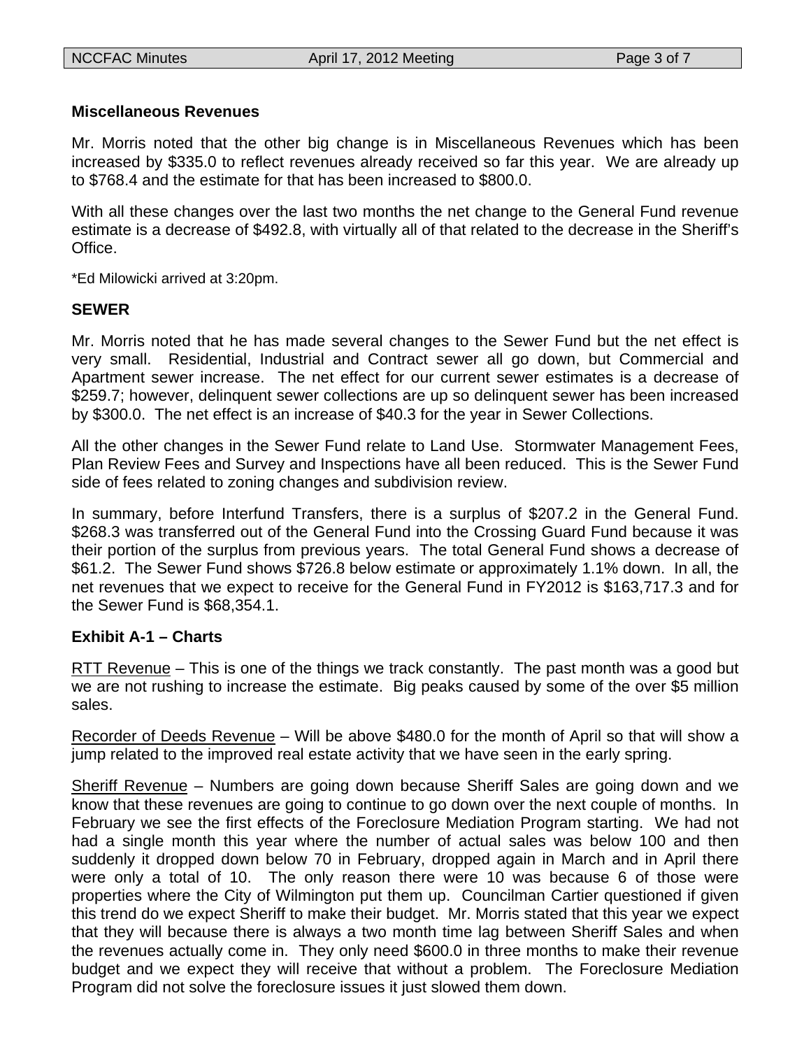**Miscellaneous Revenues**

Mr. Morris noted that the other big change is in Miscellaneous Revenues which has been increased by $335.0 to reflect revenues already received so far this year. We are already up to $768.4 and the estimate for that has been increased to $800.0.

With all these changes over the last two months the net change to the General Fund revenue estimate is a decrease of $492.8, with virtually all of that related to the decrease in the Sheriff's Office.

*Ed Milowicki arrived at 3:20pm.

**SEWER**

Mr. Morris noted that he has made several changes to the Sewer Fund but the net effect is very small. Residential, Industrial and Contract sewer all go down, but Commercial and Apartment sewer increase. The net effect for our current sewer estimates is a decrease of $259.7; however, delinquent sewer collections are up so delinquent sewer has been increased by $300.0. The net effect is an increase of $40.3 for the year in Sewer Collections.

All the other changes in the Sewer Fund relate to Land Use. Stormwater Management Fees, Plan Review Fees and Survey and Inspections have all been reduced. This is the Sewer Fund side of fees related to zoning changes and subdivision review.

In summary, before Interfund Transfers, there is a surplus of $207.2 in the General Fund. $268.3 was transferred out of the General Fund into the Crossing Guard Fund because it was their portion of the surplus from previous years. The total General Fund shows a decrease of $61.2. The Sewer Fund shows $726.8 below estimate or approximately 1.1% down. In all, the net revenues that we expect to receive for the General Fund in FY2012 is $163,717.3 and for the Sewer Fund is $68,354.1.

**Exhibit A-1 – Charts**

RTT Revenue – This is one of the things we track constantly. The past month was a good but we are not rushing to increase the estimate. Big peaks caused by some of the over $5 million sales.

Recorder of Deeds Revenue – Will be above $480.0 for the month of April so that will show a jump related to the improved real estate activity that we have seen in the early spring.

Sheriff Revenue – Numbers are going down because Sheriff Sales are going down and we know that these revenues are going to continue to go down over the next couple of months. In February we see the first effects of the Foreclosure Mediation Program starting. We had not had a single month this year where the number of actual sales was below 100 and then suddenly it dropped down below 70 in February, dropped again in March and in April there were only a total of 10. The only reason there were 10 was because 6 of those were properties where the City of Wilmington put them up. Councilman Cartier questioned if given this trend do we expect Sheriff to make their budget. Mr. Morris stated that this year we expect that they will because there is always a two month time lag between Sheriff Sales and when the revenues actually come in. They only need $600.0 in three months to make their revenue budget and we expect they will receive that without a problem. The Foreclosure Mediation Program did not solve the foreclosure issues it just slowed them down.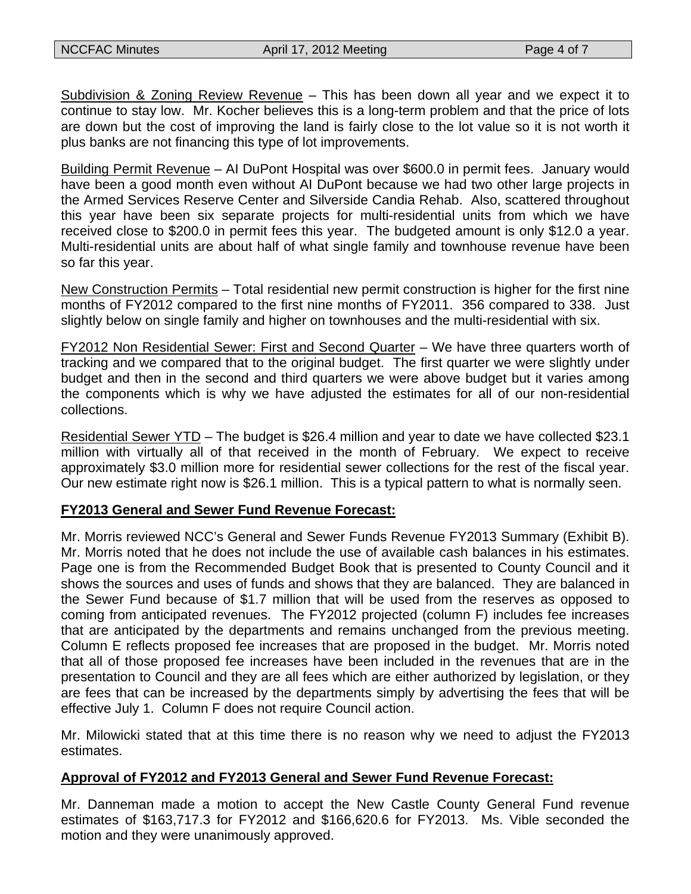Subdivision & Zoning Review Revenue – This has been down all year and we expect it to continue to stay low. Mr. Kocher believes this is a long-term problem and that the price of lots are down but the cost of improving the land is fairly close to the lot value so it is not worth it plus banks are not financing this type of lot improvements.

Building Permit Revenue – AI DuPont Hospital was over $600.0 in permit fees. January would have been a good month even without AI DuPont because we had two other large projects in the Armed Services Reserve Center and Silverside Candia Rehab. Also, scattered throughout this year have been six separate projects for multi-residential units from which we have received close to $200.0 in permit fees this year. The budgeted amount is only $12.0 a year. Multi-residential units are about half of what single family and townhouse revenue have been so far this year.

New Construction Permits – Total residential new permit construction is higher for the first nine months of FY2012 compared to the first nine months of FY2011. 356 compared to 338. Just slightly below on single family and higher on townhouses and the multi-residential with six.

FY2012 Non Residential Sewer: First and Second Quarter – We have three quarters worth of tracking and we compared that to the original budget. The first quarter we were slightly under budget and then in the second and third quarters we were above budget but it varies among the components which is why we have adjusted the estimates for all of our non-residential collections.

Residential Sewer YTD – The budget is $26.4 million and year to date we have collected $23.1 million with virtually all of that received in the month of February. We expect to receive approximately $3.0 million more for residential sewer collections for the rest of the fiscal year. Our new estimate right now is $26.1 million. This is a typical pattern to what is normally seen.

## FY2013 General and Sewer Fund Revenue Forecast:

Mr. Morris reviewed NCC's General and Sewer Funds Revenue FY2013 Summary (Exhibit B). Mr. Morris noted that he does not include the use of available cash balances in his estimates. Page one is from the Recommended Budget Book that is presented to County Council and it shows the sources and uses of funds and shows that they are balanced. They are balanced in the Sewer Fund because of $1.7 million that will be used from the reserves as opposed to coming from anticipated revenues. The FY2012 projected (column F) includes fee increases that are anticipated by the departments and remains unchanged from the previous meeting. Column E reflects proposed fee increases that are proposed in the budget. Mr. Morris noted that all of those proposed fee increases have been included in the revenues that are in the presentation to Council and they are all fees which are either authorized by legislation, or they are fees that can be increased by the departments simply by advertising the fees that will be effective July 1. Column F does not require Council action.

Mr. Milowicki stated that at this time there is no reason why we need to adjust the FY2013 estimates.

## Approval of FY2012 and FY2013 General and Sewer Fund Revenue Forecast:

Mr. Danneman made a motion to accept the New Castle County General Fund revenue estimates of $163,717.3 for FY2012 and $166,620.6 for FY2013. Ms. Vible seconded the motion and they were unanimously approved.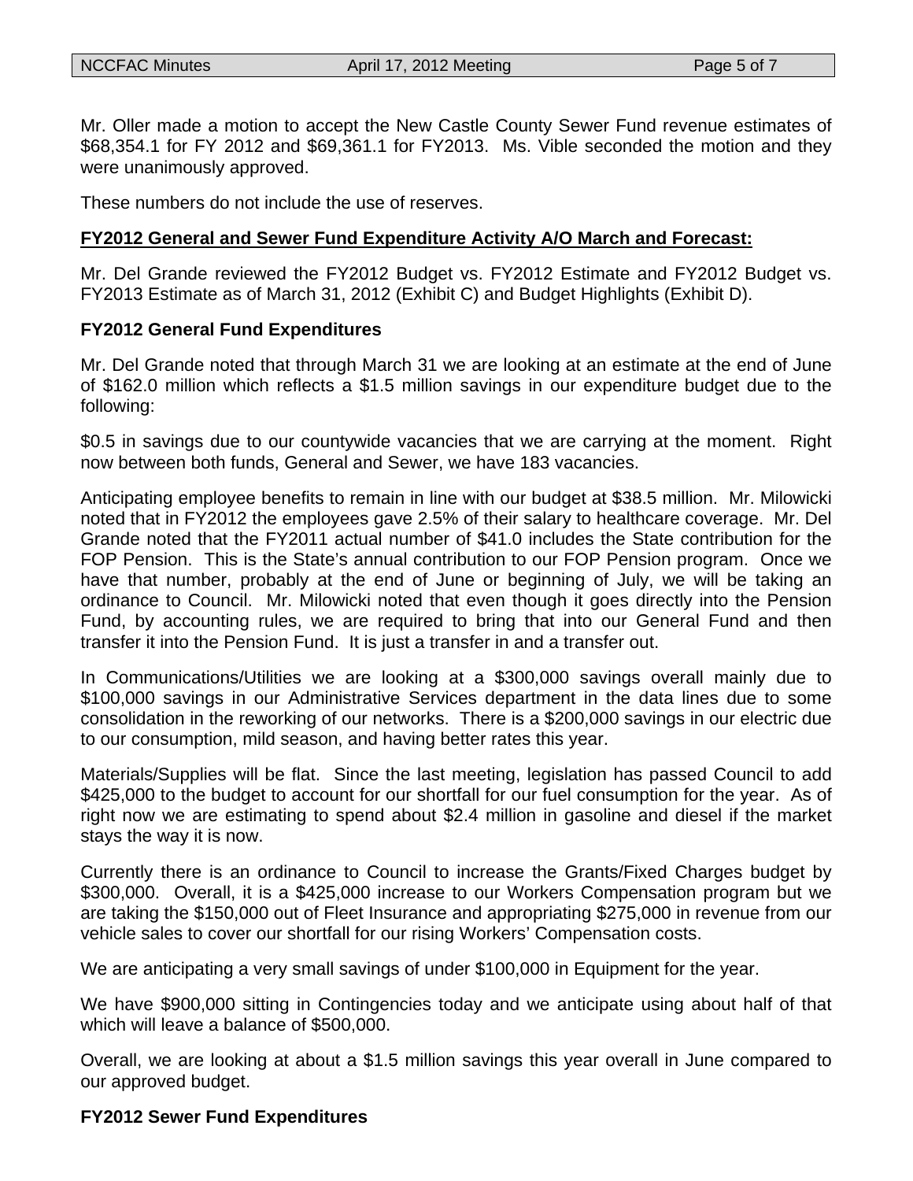Mr. Oller made a motion to accept the New Castle County Sewer Fund revenue estimates of $68,354.1 for FY 2012 and $69,361.1 for FY2013. Ms. Vible seconded the motion and they were unanimously approved.

These numbers do not include the use of reserves.

**FY2012 General and Sewer Fund Expenditure Activity A/O March and Forecast:**

Mr. Del Grande reviewed the FY2012 Budget vs. FY2012 Estimate and FY2012 Budget vs. FY2013 Estimate as of March 31, 2012 (Exhibit C) and Budget Highlights (Exhibit D).

**FY2012 General Fund Expenditures**

Mr. Del Grande noted that through March 31 we are looking at an estimate at the end of June of $162.0 million which reflects a $1.5 million savings in our expenditure budget due to the following:

$0.5 in savings due to our countywide vacancies that we are carrying at the moment. Right now between both funds, General and Sewer, we have 183 vacancies.

Anticipating employee benefits to remain in line with our budget at $38.5 million. Mr. Milowicki noted that in FY2012 the employees gave 2.5% of their salary to healthcare coverage. Mr. Del Grande noted that the FY2011 actual number of $41.0 includes the State contribution for the FOP Pension. This is the State's annual contribution to our FOP Pension program. Once we have that number, probably at the end of June or beginning of July, we will be taking an ordinance to Council. Mr. Milowicki noted that even though it goes directly into the Pension Fund, by accounting rules, we are required to bring that into our General Fund and then transfer it into the Pension Fund. It is just a transfer in and a transfer out.

In Communications/Utilities we are looking at a $300,000 savings overall mainly due to $100,000 savings in our Administrative Services department in the data lines due to some consolidation in the reworking of our networks. There is a $200,000 savings in our electric due to our consumption, mild season, and having better rates this year.

Materials/Supplies will be flat. Since the last meeting, legislation has passed Council to add $425,000 to the budget to account for our shortfall for our fuel consumption for the year. As of right now we are estimating to spend about $2.4 million in gasoline and diesel if the market stays the way it is now.

Currently there is an ordinance to Council to increase the Grants/Fixed Charges budget by $300,000. Overall, it is a $425,000 increase to our Workers Compensation program but we are taking the $150,000 out of Fleet Insurance and appropriating $275,000 in revenue from our vehicle sales to cover our shortfall for our rising Workers' Compensation costs.

We are anticipating a very small savings of under $100,000 in Equipment for the year.

We have $900,000 sitting in Contingencies today and we anticipate using about half of that which will leave a balance of $500,000.

Overall, we are looking at about a $1.5 million savings this year overall in June compared to our approved budget.

**FY2012 Sewer Fund Expenditures**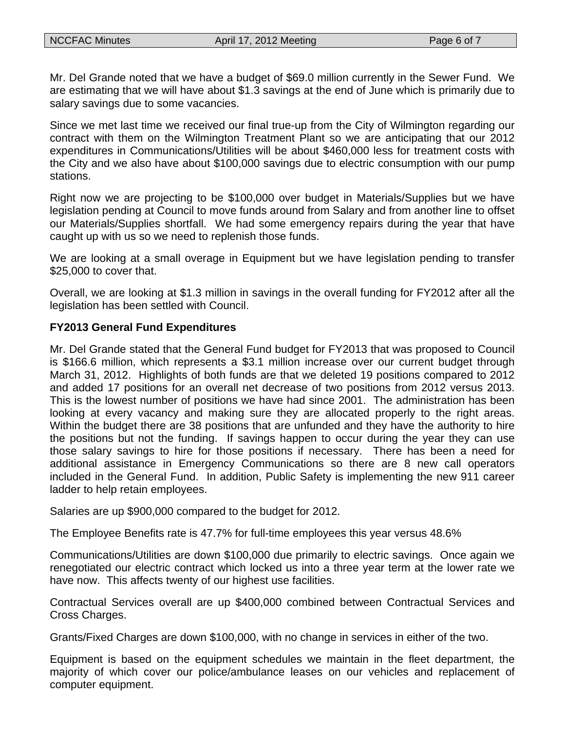Mr. Del Grande noted that we have a budget of $69.0 million currently in the Sewer Fund. We are estimating that we will have about $1.3 savings at the end of June which is primarily due to salary savings due to some vacancies.

Since we met last time we received our final true-up from the City of Wilmington regarding our contract with them on the Wilmington Treatment Plant so we are anticipating that our 2012 expenditures in Communications/Utilities will be about $460,000 less for treatment costs with the City and we also have about $100,000 savings due to electric consumption with our pump stations.

Right now we are projecting to be $100,000 over budget in Materials/Supplies but we have legislation pending at Council to move funds around from Salary and from another line to offset our Materials/Supplies shortfall. We had some emergency repairs during the year that have caught up with us so we need to replenish those funds.

We are looking at a small overage in Equipment but we have legislation pending to transfer $25,000 to cover that.

Overall, we are looking at $1.3 million in savings in the overall funding for FY2012 after all the legislation has been settled with Council.

**FY2013 General Fund Expenditures**

Mr. Del Grande stated that the General Fund budget for FY2013 that was proposed to Council is $166.6 million, which represents a $3.1 million increase over our current budget through March 31, 2012. Highlights of both funds are that we deleted 19 positions compared to 2012 and added 17 positions for an overall net decrease of two positions from 2012 versus 2013. This is the lowest number of positions we have had since 2001. The administration has been looking at every vacancy and making sure they are allocated properly to the right areas. Within the budget there are 38 positions that are unfunded and they have the authority to hire the positions but not the funding. If savings happen to occur during the year they can use those salary savings to hire for those positions if necessary. There has been a need for additional assistance in Emergency Communications so there are 8 new call operators included in the General Fund. In addition, Public Safety is implementing the new 911 career ladder to help retain employees.

Salaries are up $900,000 compared to the budget for 2012.

The Employee Benefits rate is 47.7% for full-time employees this year versus 48.6%

Communications/Utilities are down $100,000 due primarily to electric savings. Once again we renegotiated our electric contract which locked us into a three year term at the lower rate we have now. This affects twenty of our highest use facilities.

Contractual Services overall are up $400,000 combined between Contractual Services and Cross Charges.

Grants/Fixed Charges are down $100,000, with no change in services in either of the two.

Equipment is based on the equipment schedules we maintain in the fleet department, the majority of which cover our police/ambulance leases on our vehicles and replacement of computer equipment.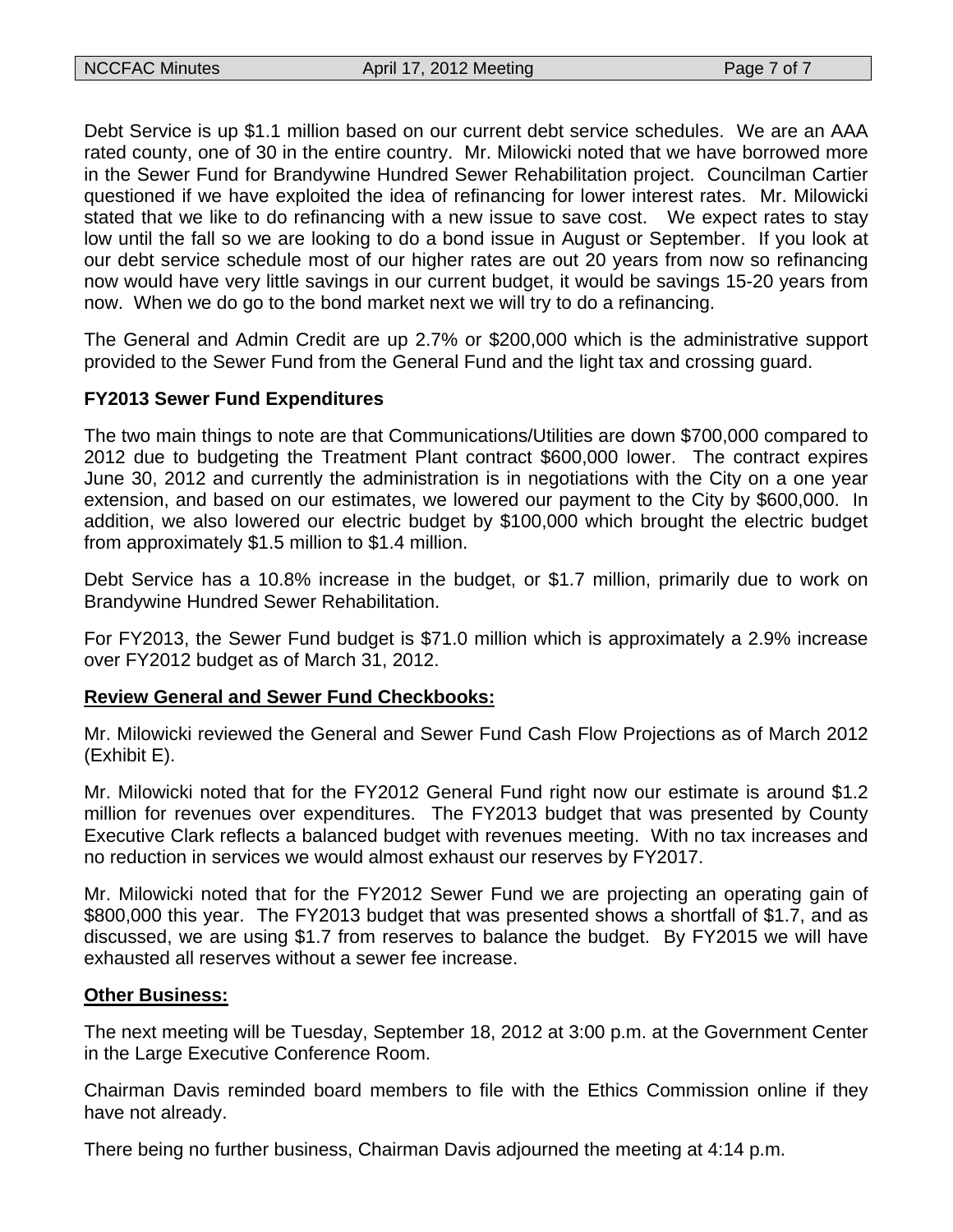Debt Service is up $1.1 million based on our current debt service schedules. We are an AAA rated county, one of 30 in the entire country. Mr. Milowicki noted that we have borrowed more in the Sewer Fund for Brandywine Hundred Sewer Rehabilitation project. Councilman Cartier questioned if we have exploited the idea of refinancing for lower interest rates. Mr. Milowicki stated that we like to do refinancing with a new issue to save cost. We expect rates to stay low until the fall so we are looking to do a bond issue in August or September. If you look at our debt service schedule most of our higher rates are out 20 years from now so refinancing now would have very little savings in our current budget, it would be savings 15-20 years from now. When we do go to the bond market next we will try to do a refinancing.

The General and Admin Credit are up 2.7% or $200,000 which is the administrative support provided to the Sewer Fund from the General Fund and the light tax and crossing guard.

**FY2013 Sewer Fund Expenditures**

The two main things to note are that Communications/Utilities are down $700,000 compared to 2012 due to budgeting the Treatment Plant contract $600,000 lower. The contract expires June 30, 2012 and currently the administration is in negotiations with the City on a one year extension, and based on our estimates, we lowered our payment to the City by $600,000. In addition, we also lowered our electric budget by $100,000 which brought the electric budget from approximately $1.5 million to $1.4 million.

Debt Service has a 10.8% increase in the budget, or $1.7 million, primarily due to work on Brandywine Hundred Sewer Rehabilitation.

For FY2013, the Sewer Fund budget is $71.0 million which is approximately a 2.9% increase over FY2012 budget as of March 31, 2012.

**Review General and Sewer Fund Checkbooks:**

Mr. Milowicki reviewed the General and Sewer Fund Cash Flow Projections as of March 2012 (Exhibit E).

Mr. Milowicki noted that for the FY2012 General Fund right now our estimate is around $1.2 million for revenues over expenditures. The FY2013 budget that was presented by County Executive Clark reflects a balanced budget with revenues meeting. With no tax increases and no reduction in services we would almost exhaust our reserves by FY2017.

Mr. Milowicki noted that for the FY2012 Sewer Fund we are projecting an operating gain of $800,000 this year. The FY2013 budget that was presented shows a shortfall of $1.7, and as discussed, we are using $1.7 from reserves to balance the budget. By FY2015 we will have exhausted all reserves without a sewer fee increase.

**Other Business:**

The next meeting will be Tuesday, September 18, 2012 at 3:00 p.m. at the Government Center in the Large Executive Conference Room.

Chairman Davis reminded board members to file with the Ethics Commission online if they have not already.

There being no further business, Chairman Davis adjourned the meeting at 4:14 p.m.